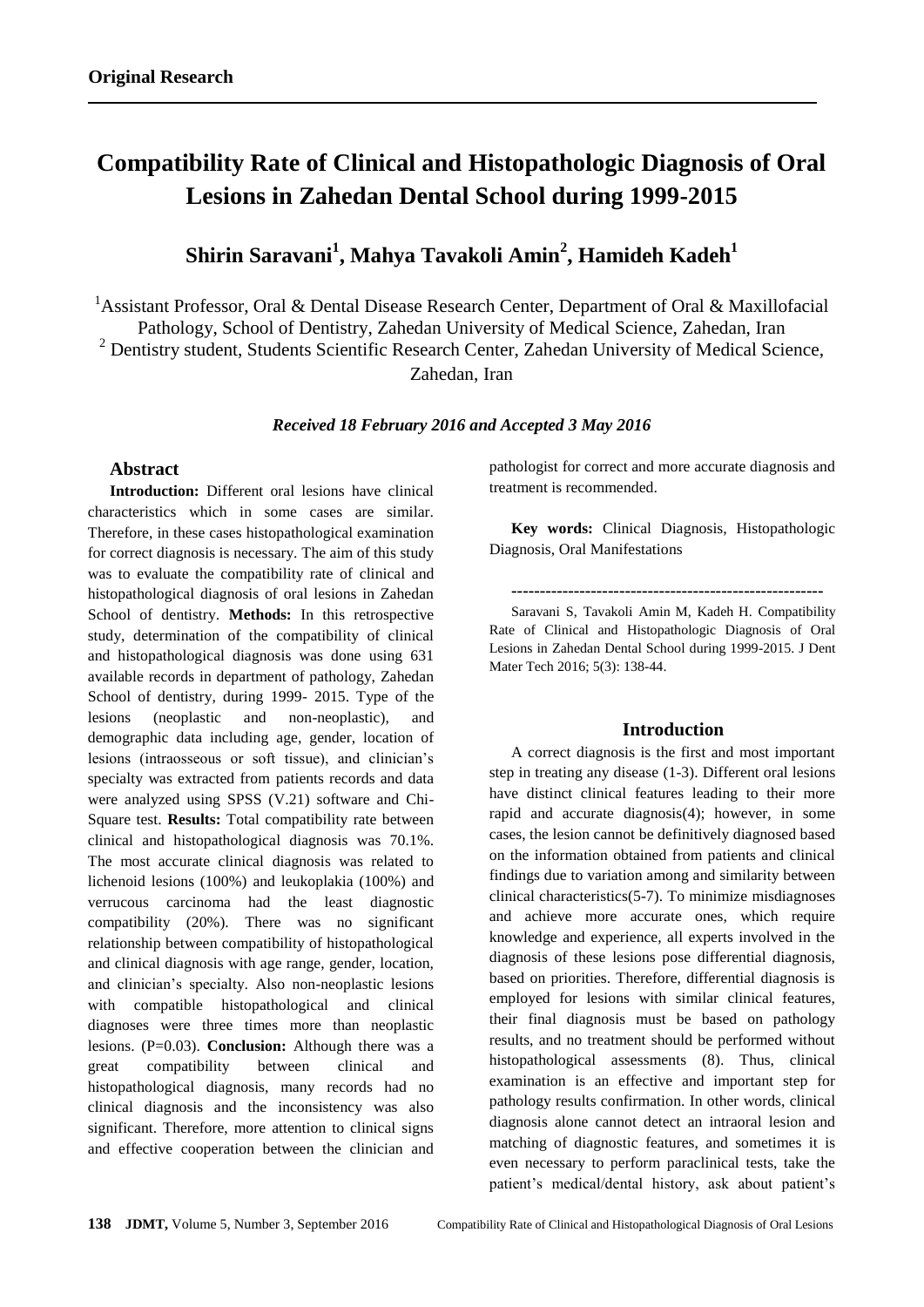**Original Research**

# Compatibility Rate of Clinical and Histopathologic Diagnosis of Oral Lesions in Zahedan Dental School during 1999-2015

## Shirin Saravani[1], Mahya Tavakoli Amin[2], Hamideh Kadeh[1]

[1]Assistant Professor, Oral & Dental Disease Research Center, Department of Oral & Maxillofacial Pathology, School of Dentistry, Zahedan University of Medical Science, Zahedan, Iran

[2] Dentistry student, Students Scientific Research Center, Zahedan University of Medical Science, Zahedan, Iran

***Received 18 February 2016 and Accepted 3 May 2016***

### Abstract

**Introduction:** Different oral lesions have clinical characteristics which in some cases are similar. Therefore, in these cases histopathological examination for correct diagnosis is necessary. The aim of this study was to evaluate the compatibility rate of clinical and histopathological diagnosis of oral lesions in Zahedan School of dentistry. **Methods:** In this retrospective study, determination of the compatibility of clinical and histopathological diagnosis was done using 631 available records in department of pathology, Zahedan School of dentistry, during 1999- 2015. Type of the lesions (neoplastic and non-neoplastic), and demographic data including age, gender, location of lesions (intraosseous or soft tissue), and clinician's specialty was extracted from patients records and data were analyzed using SPSS (V.21) software and Chi-Square test. **Results:** Total compatibility rate between clinical and histopathological diagnosis was 70.1%. The most accurate clinical diagnosis was related to lichenoid lesions (100%) and leukoplakia (100%) and verrucous carcinoma had the least diagnostic compatibility (20%). There was no significant relationship between compatibility of histopathological and clinical diagnosis with age range, gender, location, and clinician's specialty. Also non-neoplastic lesions with compatible histopathological and clinical diagnoses were three times more than neoplastic lesions. (P=0.03). **Conclusion:** Although there was a great compatibility between clinical and histopathological diagnosis, many records had no clinical diagnosis and the inconsistency was also significant. Therefore, more attention to clinical signs and effective cooperation between the clinician and pathologist for correct and more accurate diagnosis and treatment is recommended.

**Key words:** Clinical Diagnosis, Histopathologic Diagnosis, Oral Manifestations

--------------------------------------------------------

Saravani S, Tavakoli Amin M, Kadeh H. Compatibility Rate of Clinical and Histopathologic Diagnosis of Oral Lesions in Zahedan Dental School during 1999-2015. J Dent Mater Tech 2016; 5(3): 138-44.

### Introduction

A correct diagnosis is the first and most important step in treating any disease (1-3). Different oral lesions have distinct clinical features leading to their more rapid and accurate diagnosis(4); however, in some cases, the lesion cannot be definitively diagnosed based on the information obtained from patients and clinical findings due to variation among and similarity between clinical characteristics(5-7). To minimize misdiagnoses and achieve more accurate ones, which require knowledge and experience, all experts involved in the diagnosis of these lesions pose differential diagnosis, based on priorities. Therefore, differential diagnosis is employed for lesions with similar clinical features, their final diagnosis must be based on pathology results, and no treatment should be performed without histopathological assessments (8). Thus, clinical examination is an effective and important step for pathology results confirmation. In other words, clinical diagnosis alone cannot detect an intraoral lesion and matching of diagnostic features, and sometimes it is even necessary to perform paraclinical tests, take the patient's medical/dental history, ask about patient's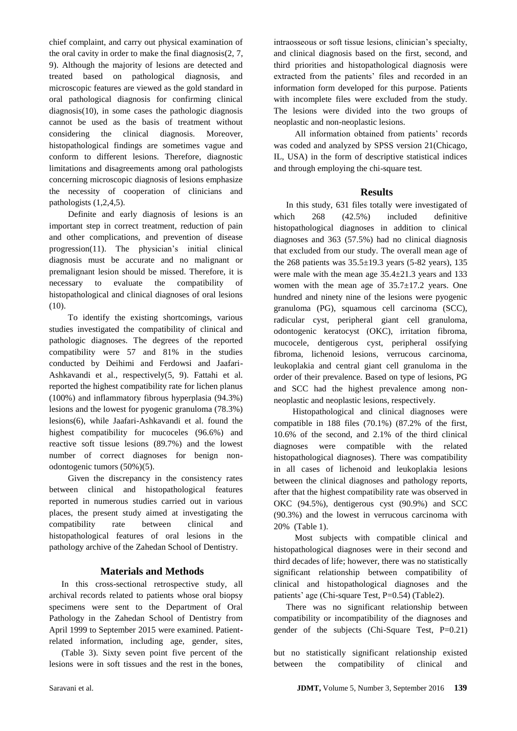chief complaint, and carry out physical examination of the oral cavity in order to make the final diagnosis(2, 7, 9). Although the majority of lesions are detected and treated based on pathological diagnosis, and microscopic features are viewed as the gold standard in oral pathological diagnosis for confirming clinical diagnosis(10), in some cases the pathologic diagnosis cannot be used as the basis of treatment without considering the clinical diagnosis. Moreover, histopathological findings are sometimes vague and conform to different lesions. Therefore, diagnostic limitations and disagreements among oral pathologists concerning microscopic diagnosis of lesions emphasize the necessity of cooperation of clinicians and pathologists (1,2,4,5).

Definite and early diagnosis of lesions is an important step in correct treatment, reduction of pain and other complications, and prevention of disease progression(11). The physician's initial clinical diagnosis must be accurate and no malignant or premalignant lesion should be missed. Therefore, it is necessary to evaluate the compatibility of histopathological and clinical diagnoses of oral lesions (10).

To identify the existing shortcomings, various studies investigated the compatibility of clinical and pathologic diagnoses. The degrees of the reported compatibility were 57 and 81% in the studies conducted by Deihimi and Ferdowsi and Jaafari-Ashkavandi et al., respectively(5, 9). Fattahi et al. reported the highest compatibility rate for lichen planus (100%) and inflammatory fibrous hyperplasia (94.3%) lesions and the lowest for pyogenic granuloma (78.3%) lesions(6), while Jaafari-Ashkavandi et al. found the highest compatibility for mucoceles (96.6%) and reactive soft tissue lesions (89.7%) and the lowest number of correct diagnoses for benign non-odontogenic tumors (50%)(5).

Given the discrepancy in the consistency rates between clinical and histopathological features reported in numerous studies carried out in various places, the present study aimed at investigating the compatibility rate between clinical and histopathological features of oral lesions in the pathology archive of the Zahedan School of Dentistry.

## Materials and Methods

In this cross-sectional retrospective study, all archival records related to patients whose oral biopsy specimens were sent to the Department of Oral Pathology in the Zahedan School of Dentistry from April 1999 to September 2015 were examined. Patient-related information, including age, gender, sites, intraosseous or soft tissue lesions, clinician's specialty, and clinical diagnosis based on the first, second, and third priorities and histopathological diagnosis were extracted from the patients' files and recorded in an information form developed for this purpose. Patients with incomplete files were excluded from the study. The lesions were divided into the two groups of neoplastic and non-neoplastic lesions.

All information obtained from patients' records was coded and analyzed by SPSS version 21(Chicago, IL, USA) in the form of descriptive statistical indices and through employing the chi-square test.

## Results

In this study, 631 files totally were investigated of which 268 (42.5%) included definitive histopathological diagnoses in addition to clinical diagnoses and 363 (57.5%) had no clinical diagnosis that excluded from our study. The overall mean age of the 268 patients was 35.5±19.3 years (5-82 years), 135 were male with the mean age 35.4±21.3 years and 133 women with the mean age of 35.7±17.2 years. One hundred and ninety nine of the lesions were pyogenic granuloma (PG), squamous cell carcinoma (SCC), radicular cyst, peripheral giant cell granuloma, odontogenic keratocyst (OKC), irritation fibroma, mucocele, dentigerous cyst, peripheral ossifying fibroma, lichenoid lesions, verrucous carcinoma, leukoplakia and central giant cell granuloma in the order of their prevalence. Based on type of lesions, PG and SCC had the highest prevalence among non-neoplastic and neoplastic lesions, respectively.

Histopathological and clinical diagnoses were compatible in 188 files (70.1%) (87.2% of the first, 10.6% of the second, and 2.1% of the third clinical diagnoses were compatible with the related histopathological diagnoses). There was compatibility in all cases of lichenoid and leukoplakia lesions between the clinical diagnoses and pathology reports, after that the highest compatibility rate was observed in OKC (94.5%), dentigerous cyst (90.9%) and SCC (90.3%) and the lowest in verrucous carcinoma with 20% (Table 1).

Most subjects with compatible clinical and histopathological diagnoses were in their second and third decades of life; however, there was no statistically significant relationship between compatibility of clinical and histopathological diagnoses and the patients' age (Chi-square Test, P=0.54) (Table2).

There was no significant relationship between compatibility or incompatibility of the diagnoses and gender of the subjects (Chi-Square Test, P=0.21) (Table 3). Sixty seven point five percent of the lesions were in soft tissues and the rest in the bones, but no statistically significant relationship existed between the compatibility of clinical and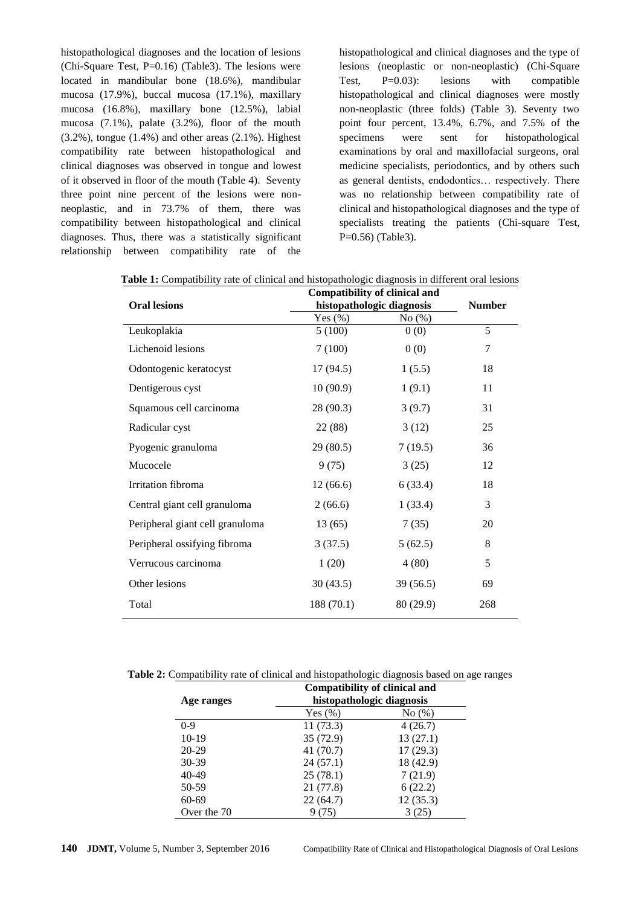histopathological diagnoses and the location of lesions (Chi-Square Test, P=0.16) (Table3). The lesions were located in mandibular bone (18.6%), mandibular mucosa (17.9%), buccal mucosa (17.1%), maxillary mucosa (16.8%), maxillary bone (12.5%), labial mucosa (7.1%), palate (3.2%), floor of the mouth (3.2%), tongue (1.4%) and other areas (2.1%). Highest compatibility rate between histopathological and clinical diagnoses was observed in tongue and lowest of it observed in floor of the mouth (Table 4). Seventy three point nine percent of the lesions were non-neoplastic, and in 73.7% of them, there was compatibility between histopathological and clinical diagnoses. Thus, there was a statistically significant relationship between compatibility rate of the histopathological and clinical diagnoses and the type of lesions (neoplastic or non-neoplastic) (Chi-Square Test, P=0.03): lesions with compatible histopathological and clinical diagnoses were mostly non-neoplastic (three folds) (Table 3). Seventy two point four percent, 13.4%, 6.7%, and 7.5% of the specimens were sent for histopathological examinations by oral and maxillofacial surgeons, oral medicine specialists, periodontics, and by others such as general dentists, endodontics… respectively. There was no relationship between compatibility rate of clinical and histopathological diagnoses and the type of specialists treating the patients (Chi-square Test, P=0.56) (Table3).

**Table 1:** Compatibility rate of clinical and histopathologic diagnosis in different oral lesions

| Oral lesions | Compatibility of clinical and histopathologic diagnosis | | Number |
|---|---|---|---|
| | Yes (%) | No (%) | |
| Leukoplakia | 5 (100) | 0 (0) | 5 |
| Lichenoid lesions | 7 (100) | 0 (0) | 7 |
| Odontogenic keratocyst | 17 (94.5) | 1 (5.5) | 18 |
| Dentigerous cyst | 10 (90.9) | 1 (9.1) | 11 |
| Squamous cell carcinoma | 28 (90.3) | 3 (9.7) | 31 |
| Radicular cyst | 22 (88) | 3 (12) | 25 |
| Pyogenic granuloma | 29 (80.5) | 7 (19.5) | 36 |
| Mucocele | 9 (75) | 3 (25) | 12 |
| Irritation fibroma | 12 (66.6) | 6 (33.4) | 18 |
| Central giant cell granuloma | 2 (66.6) | 1 (33.4) | 3 |
| Peripheral giant cell granuloma | 13 (65) | 7 (35) | 20 |
| Peripheral ossifying fibroma | 3 (37.5) | 5 (62.5) | 8 |
| Verrucous carcinoma | 1 (20) | 4 (80) | 5 |
| Other lesions | 30 (43.5) | 39 (56.5) | 69 |
| Total | 188 (70.1) | 80 (29.9) | 268 |

**Table 2:** Compatibility rate of clinical and histopathologic diagnosis based on age ranges

| Age ranges | Compatibility of clinical and histopathologic diagnosis | |
|---|---|---|
| | Yes (%) | No (%) |
| 0-9 | 11 (73.3) | 4 (26.7) |
| 10-19 | 35 (72.9) | 13 (27.1) |
| 20-29 | 41 (70.7) | 17 (29.3) |
| 30-39 | 24 (57.1) | 18 (42.9) |
| 40-49 | 25 (78.1) | 7 (21.9) |
| 50-59 | 21 (77.8) | 6 (22.2) |
| 60-69 | 22 (64.7) | 12 (35.3) |
| Over the 70 | 9 (75) | 3 (25) |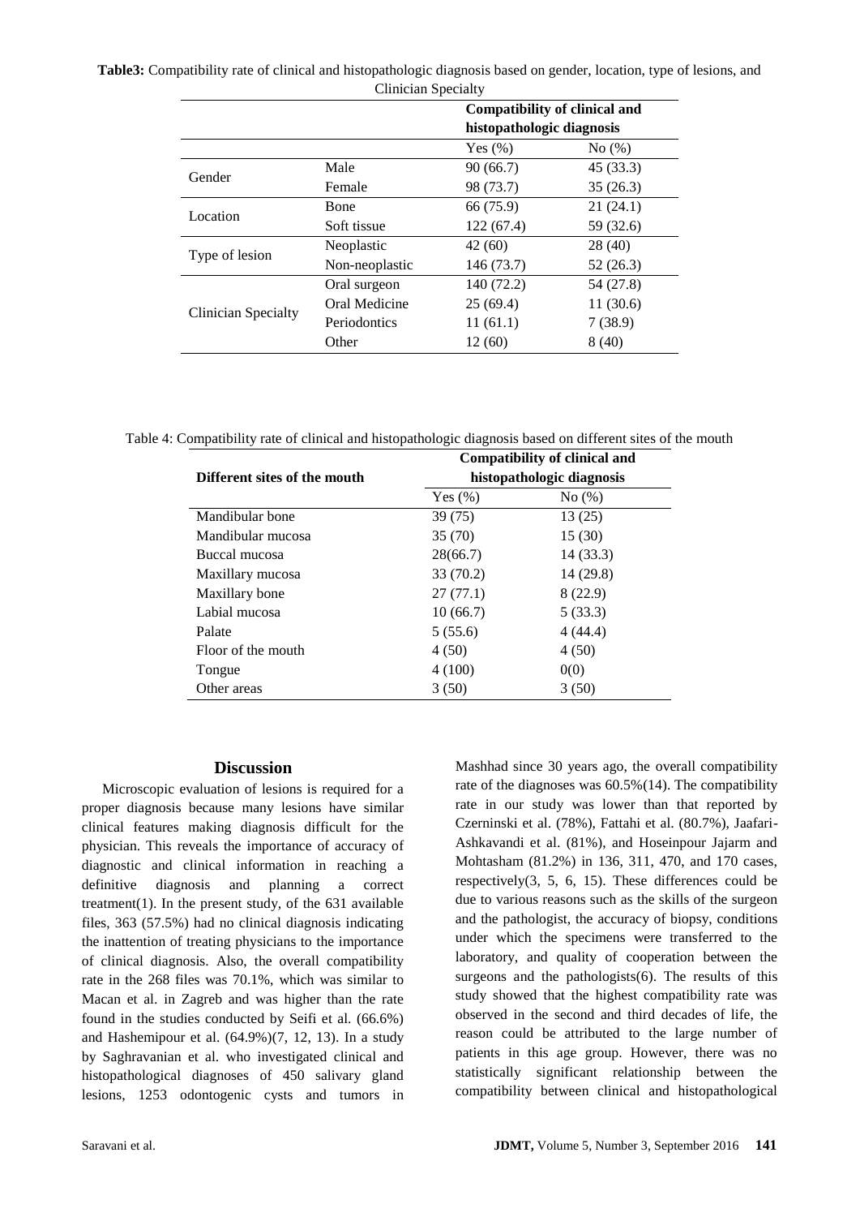**Table3:** Compatibility rate of clinical and histopathologic diagnosis based on gender, location, type of lesions, and Clinician Specialty

| | | **Compatibility of clinical and histopathologic diagnosis** | |
|---|---|---|---|
| | | Yes (%) | No (%) |
| Gender | Male | 90 (66.7) | 45 (33.3) |
| | Female | 98 (73.7) | 35 (26.3) |
| Location | Bone | 66 (75.9) | 21 (24.1) |
| | Soft tissue | 122 (67.4) | 59 (32.6) |
| Type of lesion | Neoplastic | 42 (60) | 28 (40) |
| | Non-neoplastic | 146 (73.7) | 52 (26.3) |
| Clinician Specialty | Oral surgeon | 140 (72.2) | 54 (27.8) |
| | Oral Medicine | 25 (69.4) | 11 (30.6) |
| | Periodontics | 11 (61.1) | 7 (38.9) |
| | Other | 12 (60) | 8 (40) |

Table 4: Compatibility rate of clinical and histopathologic diagnosis based on different sites of the mouth

| **Different sites of the mouth** | **Compatibility of clinical and histopathologic diagnosis** | |
|---|---|---|
| | Yes (%) | No (%) |
| Mandibular bone | 39 (75) | 13 (25) |
| Mandibular mucosa | 35 (70) | 15 (30) |
| Buccal mucosa | 28(66.7) | 14 (33.3) |
| Maxillary mucosa | 33 (70.2) | 14 (29.8) |
| Maxillary bone | 27 (77.1) | 8 (22.9) |
| Labial mucosa | 10 (66.7) | 5 (33.3) |
| Palate | 5 (55.6) | 4 (44.4) |
| Floor of the mouth | 4 (50) | 4 (50) |
| Tongue | 4 (100) | 0(0) |
| Other areas | 3 (50) | 3 (50) |

## Discussion

Microscopic evaluation of lesions is required for a proper diagnosis because many lesions have similar clinical features making diagnosis difficult for the physician. This reveals the importance of accuracy of diagnostic and clinical information in reaching a definitive diagnosis and planning a correct treatment(1). In the present study, of the 631 available files, 363 (57.5%) had no clinical diagnosis indicating the inattention of treating physicians to the importance of clinical diagnosis. Also, the overall compatibility rate in the 268 files was 70.1%, which was similar to Macan et al. in Zagreb and was higher than the rate found in the studies conducted by Seifi et al. (66.6%) and Hashemipour et al. (64.9%)(7, 12, 13). In a study by Saghravanian et al. who investigated clinical and histopathological diagnoses of 450 salivary gland lesions, 1253 odontogenic cysts and tumors in Mashhad since 30 years ago, the overall compatibility rate of the diagnoses was 60.5%(14). The compatibility rate in our study was lower than that reported by Czerninski et al. (78%), Fattahi et al. (80.7%), Jaafari-Ashkavandi et al. (81%), and Hoseinpour Jajarm and Mohtasham (81.2%) in 136, 311, 470, and 170 cases, respectively(3, 5, 6, 15). These differences could be due to various reasons such as the skills of the surgeon and the pathologist, the accuracy of biopsy, conditions under which the specimens were transferred to the laboratory, and quality of cooperation between the surgeons and the pathologists(6). The results of this study showed that the highest compatibility rate was observed in the second and third decades of life, the reason could be attributed to the large number of patients in this age group. However, there was no statistically significant relationship between the compatibility between clinical and histopathological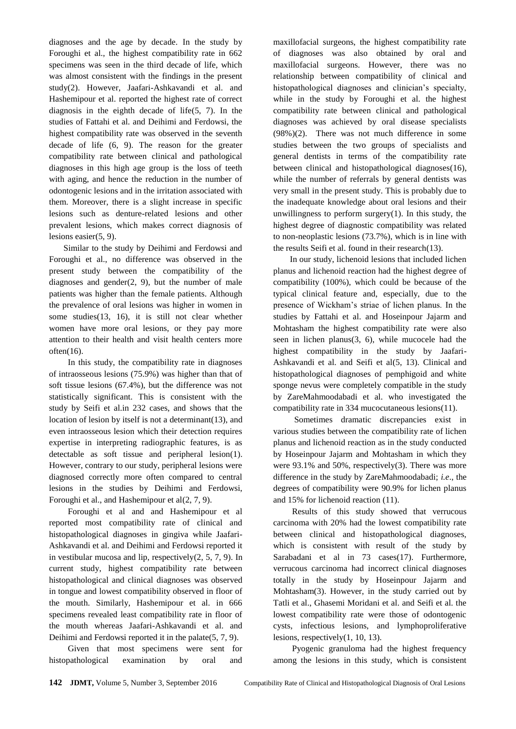diagnoses and the age by decade. In the study by Foroughi et al., the highest compatibility rate in 662 specimens was seen in the third decade of life, which was almost consistent with the findings in the present study(2). However, Jaafari-Ashkavandi et al. and Hashemipour et al. reported the highest rate of correct diagnosis in the eighth decade of life(5, 7). In the studies of Fattahi et al. and Deihimi and Ferdowsi, the highest compatibility rate was observed in the seventh decade of life (6, 9). The reason for the greater compatibility rate between clinical and pathological diagnoses in this high age group is the loss of teeth with aging, and hence the reduction in the number of odontogenic lesions and in the irritation associated with them. Moreover, there is a slight increase in specific lesions such as denture-related lesions and other prevalent lesions, which makes correct diagnosis of lesions easier(5, 9).

Similar to the study by Deihimi and Ferdowsi and Foroughi et al., no difference was observed in the present study between the compatibility of the diagnoses and gender(2, 9), but the number of male patients was higher than the female patients. Although the prevalence of oral lesions was higher in women in some studies(13, 16), it is still not clear whether women have more oral lesions, or they pay more attention to their health and visit health centers more often(16).

In this study, the compatibility rate in diagnoses of intraosseous lesions (75.9%) was higher than that of soft tissue lesions (67.4%), but the difference was not statistically significant. This is consistent with the study by Seifi et al.in 232 cases, and shows that the location of lesion by itself is not a determinant(13), and even intraosseous lesion which their detection requires expertise in interpreting radiographic features, is as detectable as soft tissue and peripheral lesion(1). However, contrary to our study, peripheral lesions were diagnosed correctly more often compared to central lesions in the studies by Deihimi and Ferdowsi, Foroughi et al., and Hashemipour et al(2, 7, 9).

Foroughi et al and and Hashemipour et al reported most compatibility rate of clinical and histopathological diagnoses in gingiva while Jaafari-Ashkavandi et al. and Deihimi and Ferdowsi reported it in vestibular mucosa and lip, respectively(2, 5, 7, 9). In current study, highest compatibility rate between histopathological and clinical diagnoses was observed in tongue and lowest compatibility observed in floor of the mouth. Similarly, Hashemipour et al. in 666 specimens revealed least compatibility rate in floor of the mouth whereas Jaafari-Ashkavandi et al. and Deihimi and Ferdowsi reported it in the palate(5, 7, 9).

Given that most specimens were sent for histopathological examination by oral and maxillofacial surgeons, the highest compatibility rate of diagnoses was also obtained by oral and maxillofacial surgeons. However, there was no relationship between compatibility of clinical and histopathological diagnoses and clinician's specialty, while in the study by Foroughi et al. the highest compatibility rate between clinical and pathological diagnoses was achieved by oral disease specialists (98%)(2). There was not much difference in some studies between the two groups of specialists and general dentists in terms of the compatibility rate between clinical and histopathological diagnoses(16), while the number of referrals by general dentists was very small in the present study. This is probably due to the inadequate knowledge about oral lesions and their unwillingness to perform surgery(1). In this study, the highest degree of diagnostic compatibility was related to non-neoplastic lesions (73.7%), which is in line with the results Seifi et al. found in their research(13).

In our study, lichenoid lesions that included lichen planus and lichenoid reaction had the highest degree of compatibility (100%), which could be because of the typical clinical feature and, especially, due to the presence of Wickham's striae of lichen planus. In the studies by Fattahi et al. and Hoseinpour Jajarm and Mohtasham the highest compatibility rate were also seen in lichen planus(3, 6), while mucocele had the highest compatibility in the study by Jaafari-Ashkavandi et al. and Seifi et al(5, 13). Clinical and histopathological diagnoses of pemphigoid and white sponge nevus were completely compatible in the study by ZareMahmoodabadi et al. who investigated the compatibility rate in 334 mucocutaneous lesions(11).

Sometimes dramatic discrepancies exist in various studies between the compatibility rate of lichen planus and lichenoid reaction as in the study conducted by Hoseinpour Jajarm and Mohtasham in which they were 93.1% and 50%, respectively(3). There was more difference in the study by ZareMahmoodabadi; *i.e*., the degrees of compatibility were 90.9% for lichen planus and 15% for lichenoid reaction (11).

Results of this study showed that verrucous carcinoma with 20% had the lowest compatibility rate between clinical and histopathological diagnoses, which is consistent with result of the study by Sarabadani et al in 73 cases(17). Furthermore, verrucous carcinoma had incorrect clinical diagnoses totally in the study by Hoseinpour Jajarm and Mohtasham(3). However, in the study carried out by Tatli et al., Ghasemi Moridani et al. and Seifi et al. the lowest compatibility rate were those of odontogenic cysts, infectious lesions, and lymphoproliferative lesions, respectively(1, 10, 13).

Pyogenic granuloma had the highest frequency among the lesions in this study, which is consistent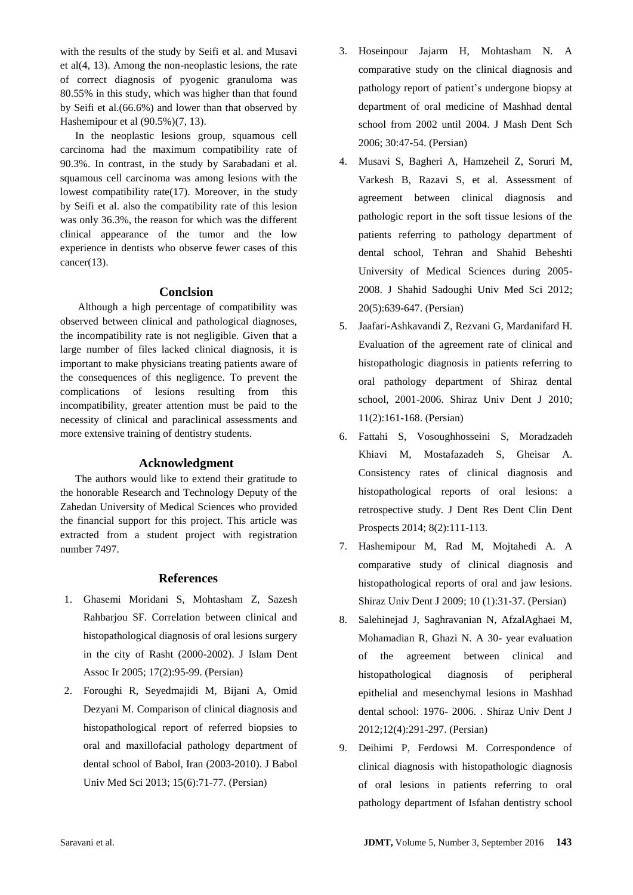with the results of the study by Seifi et al. and Musavi et al(4, 13). Among the non-neoplastic lesions, the rate of correct diagnosis of pyogenic granuloma was 80.55% in this study, which was higher than that found by Seifi et al.(66.6%) and lower than that observed by Hashemipour et al (90.5%)(7, 13).

In the neoplastic lesions group, squamous cell carcinoma had the maximum compatibility rate of 90.3%. In contrast, in the study by Sarabadani et al. squamous cell carcinoma was among lesions with the lowest compatibility rate(17). Moreover, in the study by Seifi et al. also the compatibility rate of this lesion was only 36.3%, the reason for which was the different clinical appearance of the tumor and the low experience in dentists who observe fewer cases of this cancer(13).

## Conclsion

Although a high percentage of compatibility was observed between clinical and pathological diagnoses, the incompatibility rate is not negligible. Given that a large number of files lacked clinical diagnosis, it is important to make physicians treating patients aware of the consequences of this negligence. To prevent the complications of lesions resulting from this incompatibility, greater attention must be paid to the necessity of clinical and paraclinical assessments and more extensive training of dentistry students.

## Acknowledgment

The authors would like to extend their gratitude to the honorable Research and Technology Deputy of the Zahedan University of Medical Sciences who provided the financial support for this project. This article was extracted from a student project with registration number 7497.

## References

1. Ghasemi Moridani S, Mohtasham Z, Sazesh Rahbarjou SF. Correlation between clinical and histopathological diagnosis of oral lesions surgery in the city of Rasht (2000-2002). J Islam Dent Assoc Ir 2005; 17(2):95-99. (Persian)
2. Foroughi R, Seyedmajidi M, Bijani A, Omid Dezyani M. Comparison of clinical diagnosis and histopathological report of referred biopsies to oral and maxillofacial pathology department of dental school of Babol, Iran (2003-2010). J Babol Univ Med Sci 2013; 15(6):71-77. (Persian)
3. Hoseinpour Jajarm H, Mohtasham N. A comparative study on the clinical diagnosis and pathology report of patient's undergone biopsy at department of oral medicine of Mashhad dental school from 2002 until 2004. J Mash Dent Sch 2006; 30:47-54. (Persian)
4. Musavi S, Bagheri A, Hamzeheil Z, Soruri M, Varkesh B, Razavi S, et al. Assessment of agreement between clinical diagnosis and pathologic report in the soft tissue lesions of the patients referring to pathology department of dental school, Tehran and Shahid Beheshti University of Medical Sciences during 2005-2008. J Shahid Sadoughi Univ Med Sci 2012; 20(5):639-647. (Persian)
5. Jaafari-Ashkavandi Z, Rezvani G, Mardanifard H. Evaluation of the agreement rate of clinical and histopathologic diagnosis in patients referring to oral pathology department of Shiraz dental school, 2001-2006. Shiraz Univ Dent J 2010; 11(2):161-168. (Persian)
6. Fattahi S, Vosoughhosseini S, Moradzadeh Khiavi M, Mostafazadeh S, Gheisar A. Consistency rates of clinical diagnosis and histopathological reports of oral lesions: a retrospective study. J Dent Res Dent Clin Dent Prospects 2014; 8(2):111-113.
7. Hashemipour M, Rad M, Mojtahedi A. A comparative study of clinical diagnosis and histopathological reports of oral and jaw lesions. Shiraz Univ Dent J 2009; 10 (1):31-37. (Persian)
8. Salehinejad J, Saghravanian N, AfzalAghaei M, Mohamadian R, Ghazi N. A 30- year evaluation of the agreement between clinical and histopathological diagnosis of peripheral epithelial and mesenchymal lesions in Mashhad dental school: 1976- 2006. . Shiraz Univ Dent J 2012;12(4):291-297. (Persian)
9. Deihimi P, Ferdowsi M. Correspondence of clinical diagnosis with histopathologic diagnosis of oral lesions in patients referring to oral pathology department of Isfahan dentistry school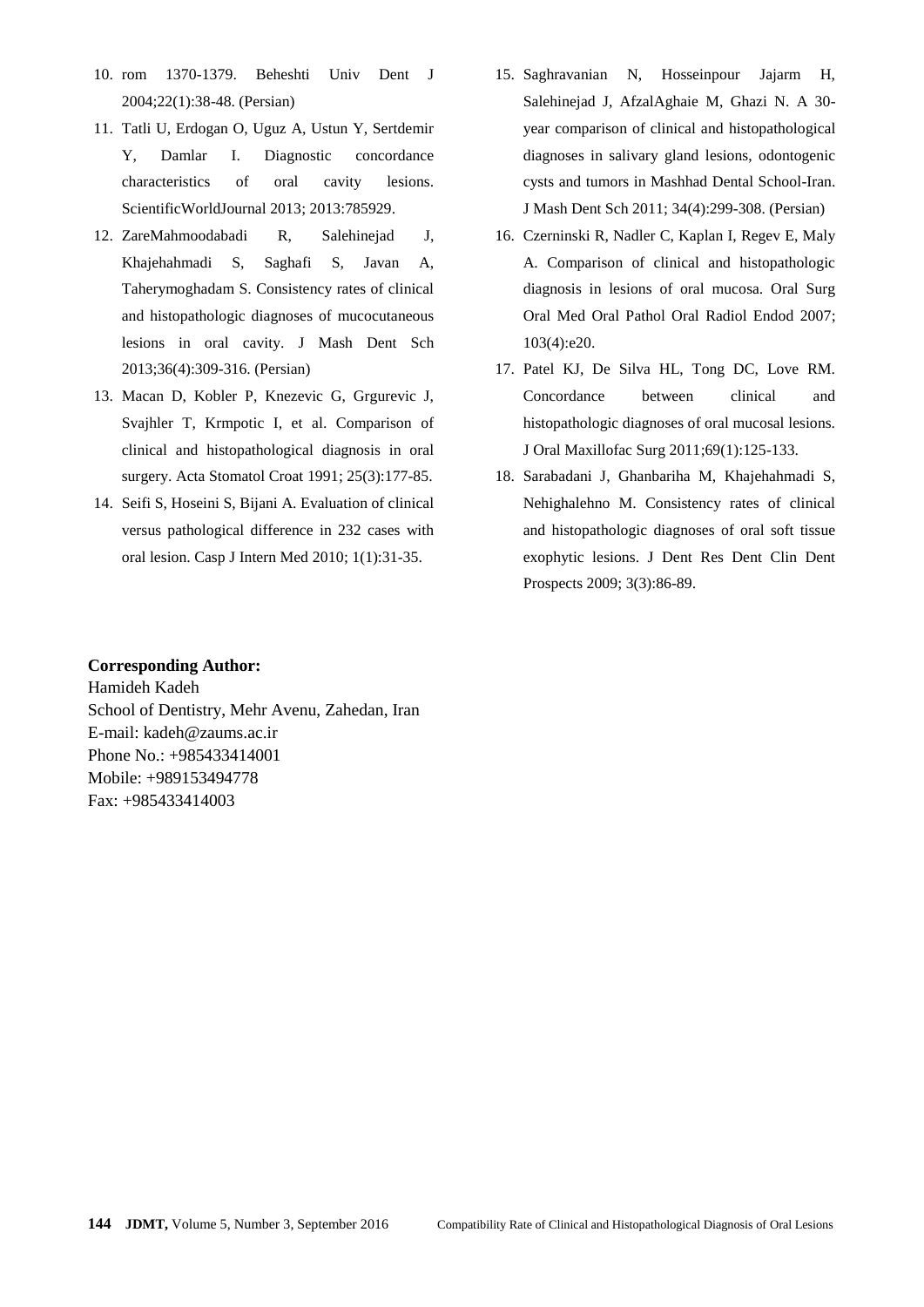10. rom 1370-1379. Beheshti Univ Dent J 2004;22(1):38-48. (Persian)
11. Tatli U, Erdogan O, Uguz A, Ustun Y, Sertdemir Y, Damlar I. Diagnostic concordance characteristics of oral cavity lesions. ScientificWorldJournal 2013; 2013:785929.
12. ZareMahmoodabadi R, Salehinejad J, Khajehahmadi S, Saghafi S, Javan A, Taherymoghadam S. Consistency rates of clinical and histopathologic diagnoses of mucocutaneous lesions in oral cavity. J Mash Dent Sch 2013;36(4):309-316. (Persian)
13. Macan D, Kobler P, Knezevic G, Grgurevic J, Svajhler T, Krmpotic I, et al. Comparison of clinical and histopathological diagnosis in oral surgery. Acta Stomatol Croat 1991; 25(3):177-85.
14. Seifi S, Hoseini S, Bijani A. Evaluation of clinical versus pathological difference in 232 cases with oral lesion. Casp J Intern Med 2010; 1(1):31-35.
15. Saghravanian N, Hosseinpour Jajarm H, Salehinejad J, AfzalAghaie M, Ghazi N. A 30-year comparison of clinical and histopathological diagnoses in salivary gland lesions, odontogenic cysts and tumors in Mashhad Dental School-Iran. J Mash Dent Sch 2011; 34(4):299-308. (Persian)
16. Czerninski R, Nadler C, Kaplan I, Regev E, Maly A. Comparison of clinical and histopathologic diagnosis in lesions of oral mucosa. Oral Surg Oral Med Oral Pathol Oral Radiol Endod 2007; 103(4):e20.
17. Patel KJ, De Silva HL, Tong DC, Love RM. Concordance between clinical and histopathologic diagnoses of oral mucosal lesions. J Oral Maxillofac Surg 2011;69(1):125-133.
18. Sarabadani J, Ghanbariha M, Khajehahmadi S, Nehighalehno M. Consistency rates of clinical and histopathologic diagnoses of oral soft tissue exophytic lesions. J Dent Res Dent Clin Dent Prospects 2009; 3(3):86-89.

**Corresponding Author:**
Hamideh Kadeh
School of Dentistry, Mehr Avenu, Zahedan, Iran
E-mail: kadeh@zaums.ac.ir
Phone No.: +985433414001
Mobile: +989153494778
Fax: +985433414003